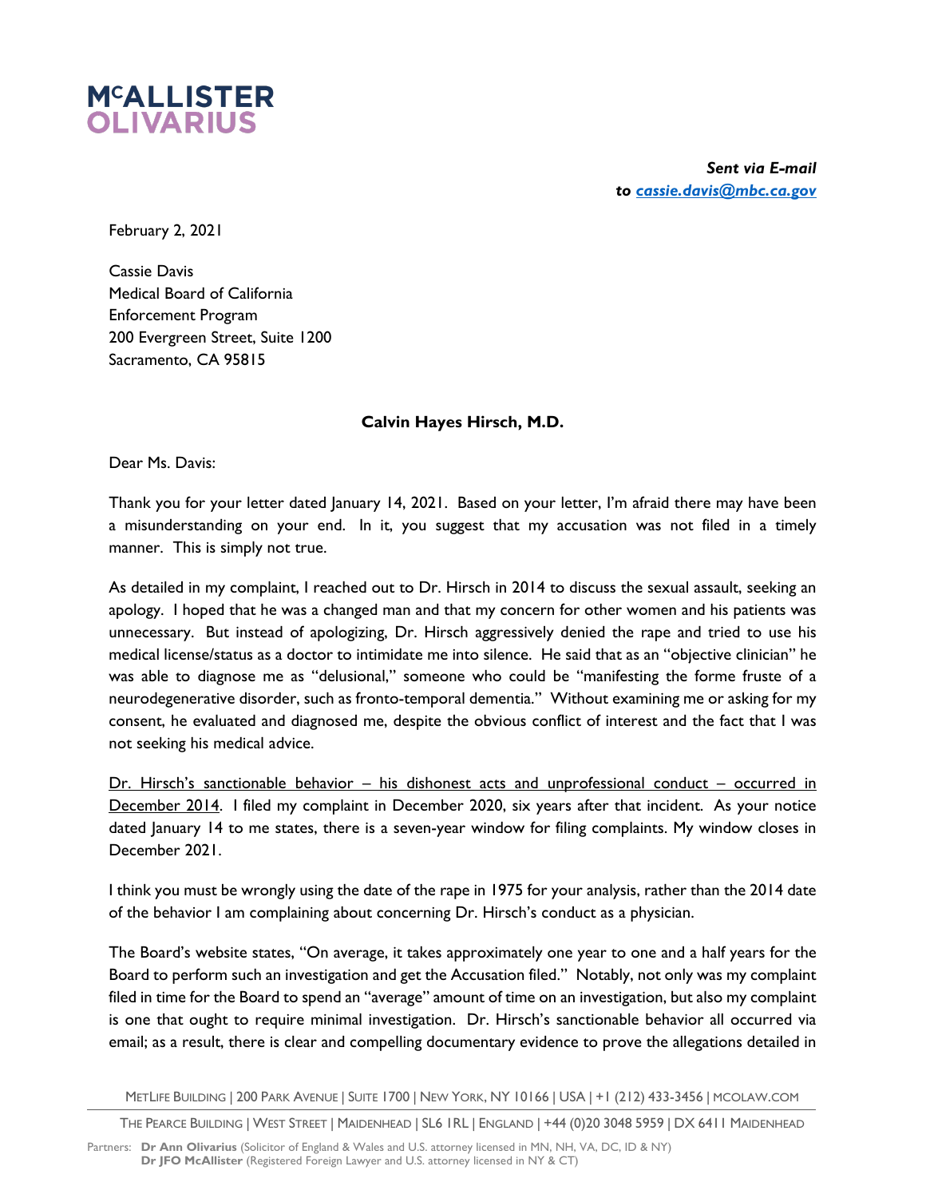**McALLISTER OLIVARIUS**

***Sent via E-mail***
***to [cassie.davis@mbc.ca.gov](mailto:cassie.davis@mbc.ca.gov)***

February 2, 2021

Cassie Davis
Medical Board of California
Enforcement Program
200 Evergreen Street, Suite 1200
Sacramento, CA 95815

**Calvin Hayes Hirsch, M.D.**

Dear Ms. Davis:

Thank you for your letter dated January 14, 2021. Based on your letter, I'm afraid there may have been a misunderstanding on your end. In it, you suggest that my accusation was not filed in a timely manner. This is simply not true.

As detailed in my complaint, I reached out to Dr. Hirsch in 2014 to discuss the sexual assault, seeking an apology. I hoped that he was a changed man and that my concern for other women and his patients was unnecessary. But instead of apologizing, Dr. Hirsch aggressively denied the rape and tried to use his medical license/status as a doctor to intimidate me into silence. He said that as an "objective clinician" he was able to diagnose me as "delusional," someone who could be "manifesting the forme fruste of a neurodegenerative disorder, such as fronto-temporal dementia." Without examining me or asking for my consent, he evaluated and diagnosed me, despite the obvious conflict of interest and the fact that I was not seeking his medical advice.

<u>Dr. Hirsch's sanctionable behavior – his dishonest acts and unprofessional conduct – occurred in December 2014</u>. I filed my complaint in December 2020, six years after that incident. As your notice dated January 14 to me states, there is a seven-year window for filing complaints. My window closes in December 2021.

I think you must be wrongly using the date of the rape in 1975 for your analysis, rather than the 2014 date of the behavior I am complaining about concerning Dr. Hirsch's conduct as a physician.

The Board's website states, "On average, it takes approximately one year to one and a half years for the Board to perform such an investigation and get the Accusation filed." Notably, not only was my complaint filed in time for the Board to spend an "average" amount of time on an investigation, but also my complaint is one that ought to require minimal investigation. Dr. Hirsch's sanctionable behavior all occurred via email; as a result, there is clear and compelling documentary evidence to prove the allegations detailed in

METLIFE BUILDING | 200 PARK AVENUE | SUITE 1700 | NEW YORK, NY 10166 | USA | +1 (212) 433-3456 | MCOLAW.COM

THE PEARCE BUILDING | WEST STREET | MAIDENHEAD | SL6 1RL | ENGLAND | +44 (0)20 3048 5959 | DX 6411 MAIDENHEAD

Partners: **Dr Ann Olivarius** (Solicitor of England & Wales and U.S. attorney licensed in MN, NH, VA, DC, ID & NY)
**Dr JFO McAllister** (Registered Foreign Lawyer and U.S. attorney licensed in NY & CT)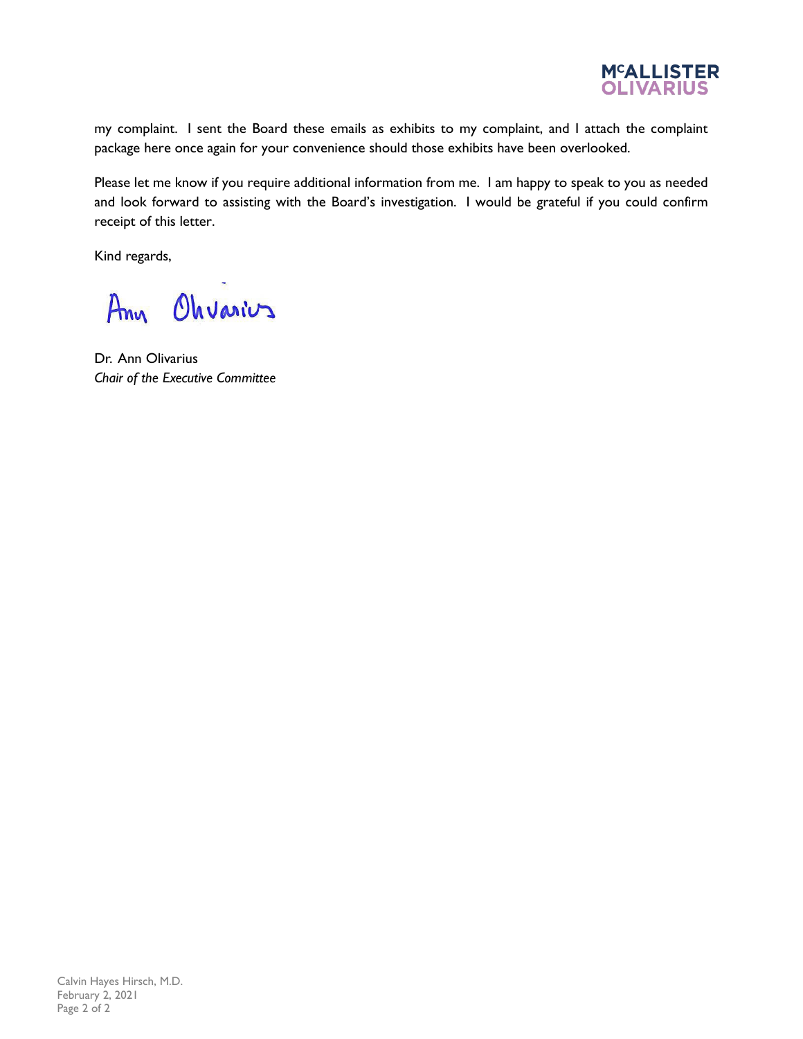my complaint. I sent the Board these emails as exhibits to my complaint, and I attach the complaint package here once again for your convenience should those exhibits have been overlooked.

Please let me know if you require additional information from me. I am happy to speak to you as needed and look forward to assisting with the Board's investigation. I would be grateful if you could confirm receipt of this letter.

Kind regards,

Ann Olivarius

Dr. Ann Olivarius
*Chair of the Executive Committee*